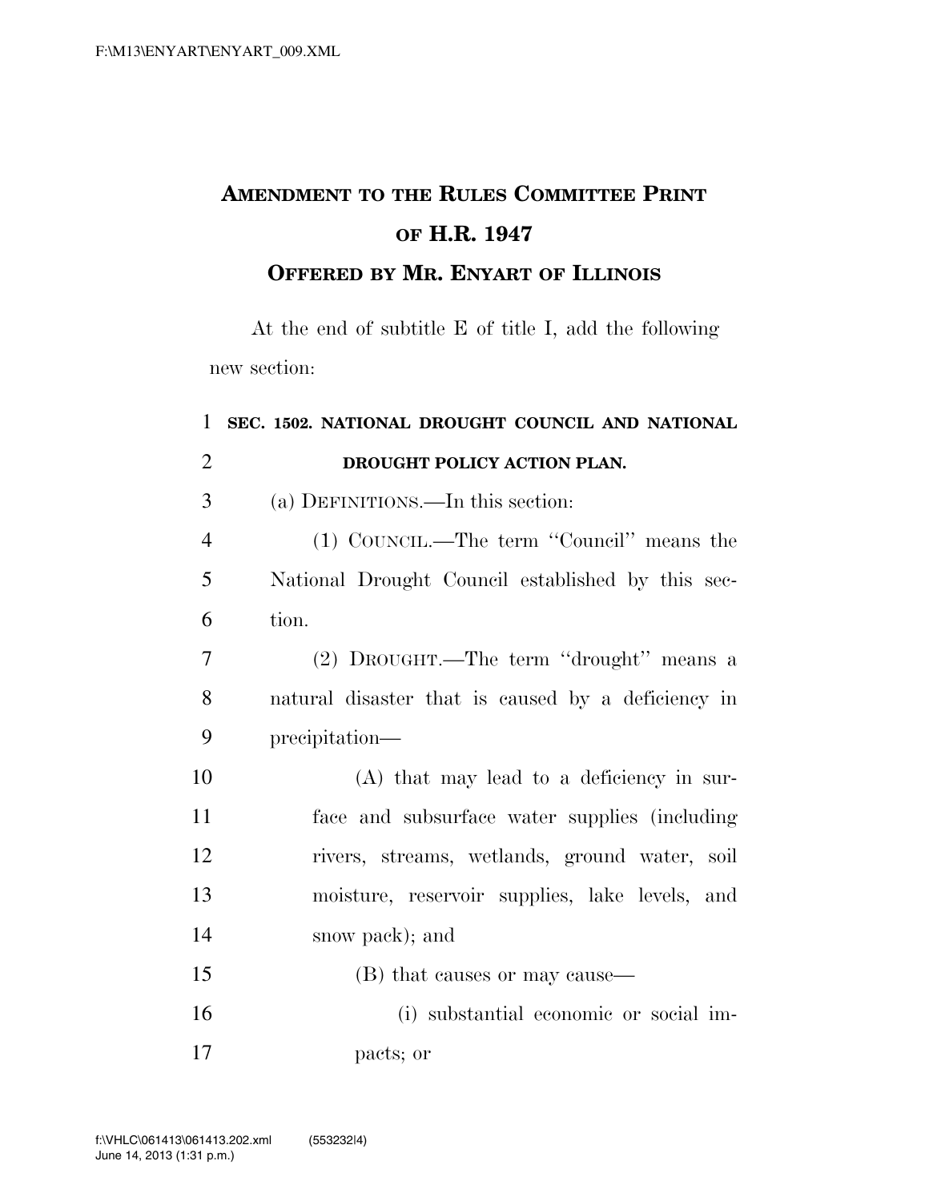# AMENDMENT TO THE RULES COMMITTEE PRINT OF H.R. 1947

## OFFERED BY MR. ENYART OF ILLINOIS

At the end of subtitle E of title I, add the following new section:

**SEC. 1502. NATIONAL DROUGHT COUNCIL AND NATIONAL DROUGHT POLICY ACTION PLAN.**

(a) DEFINITIONS.—In this section:

(1) COUNCIL.—The term ''Council'' means the National Drought Council established by this section.

(2) DROUGHT.—The term ''drought'' means a natural disaster that is caused by a deficiency in precipitation—

(A) that may lead to a deficiency in surface and subsurface water supplies (including rivers, streams, wetlands, ground water, soil moisture, reservoir supplies, lake levels, and snow pack); and

(B) that causes or may cause—

(i) substantial economic or social impacts; or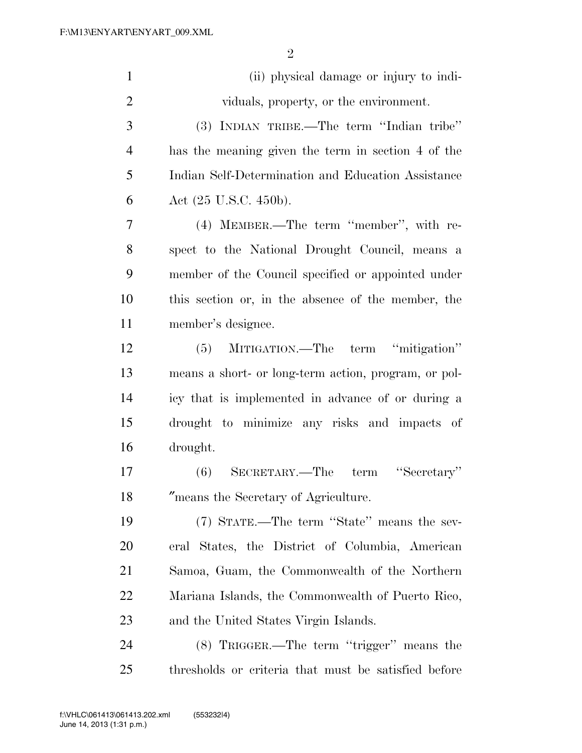(ii) physical damage or injury to individuals, property, or the environment.

(3) INDIAN TRIBE.—The term ''Indian tribe'' has the meaning given the term in section 4 of the Indian Self-Determination and Education Assistance Act (25 U.S.C. 450b).

(4) MEMBER.—The term ''member'', with respect to the National Drought Council, means a member of the Council specified or appointed under this section or, in the absence of the member, the member's designee.

(5) MITIGATION.—The term ''mitigation'' means a short- or long-term action, program, or policy that is implemented in advance of or during a drought to minimize any risks and impacts of drought.

(6) SECRETARY.—The term ''Secretary'' ″means the Secretary of Agriculture.

(7) STATE.—The term ''State'' means the several States, the District of Columbia, American Samoa, Guam, the Commonwealth of the Northern Mariana Islands, the Commonwealth of Puerto Rico, and the United States Virgin Islands.

(8) TRIGGER.—The term ''trigger'' means the thresholds or criteria that must be satisfied before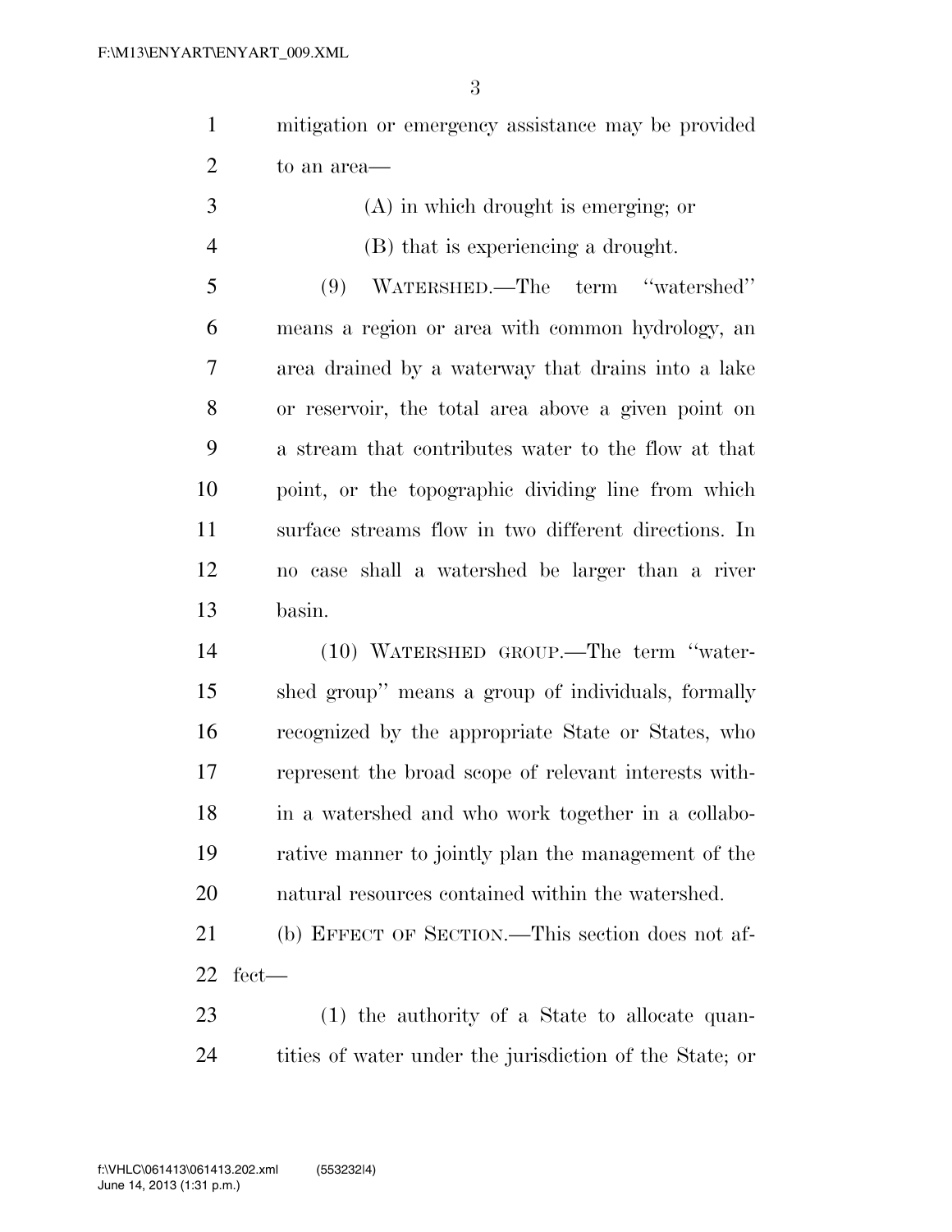mitigation or emergency assistance may be provided to an area—

(A) in which drought is emerging; or

(B) that is experiencing a drought.

(9) WATERSHED.—The term ''watershed'' means a region or area with common hydrology, an area drained by a waterway that drains into a lake or reservoir, the total area above a given point on a stream that contributes water to the flow at that point, or the topographic dividing line from which surface streams flow in two different directions. In no case shall a watershed be larger than a river basin.

(10) WATERSHED GROUP.—The term ''watershed group'' means a group of individuals, formally recognized by the appropriate State or States, who represent the broad scope of relevant interests within a watershed and who work together in a collaborative manner to jointly plan the management of the natural resources contained within the watershed.

(b) EFFECT OF SECTION.—This section does not affect—

(1) the authority of a State to allocate quantities of water under the jurisdiction of the State; or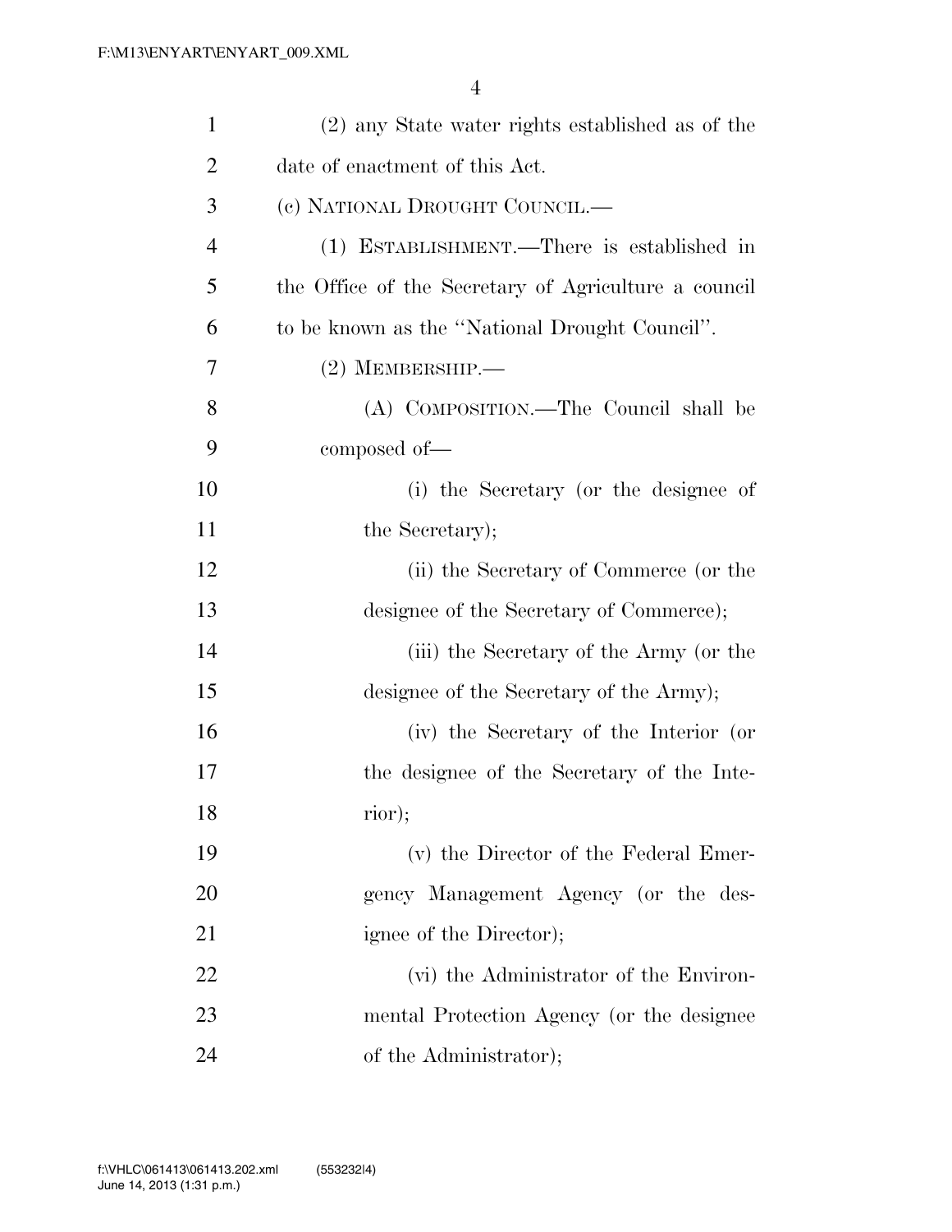(2) any State water rights established as of the date of enactment of this Act.

(c) NATIONAL DROUGHT COUNCIL.—

(1) ESTABLISHMENT.—There is established in the Office of the Secretary of Agriculture a council to be known as the "National Drought Council".

(2) MEMBERSHIP.—

(A) COMPOSITION.—The Council shall be composed of—

(i) the Secretary (or the designee of the Secretary);

(ii) the Secretary of Commerce (or the designee of the Secretary of Commerce);

(iii) the Secretary of the Army (or the designee of the Secretary of the Army);

(iv) the Secretary of the Interior (or the designee of the Secretary of the Interior);

(v) the Director of the Federal Emergency Management Agency (or the designee of the Director);

(vi) the Administrator of the Environmental Protection Agency (or the designee of the Administrator);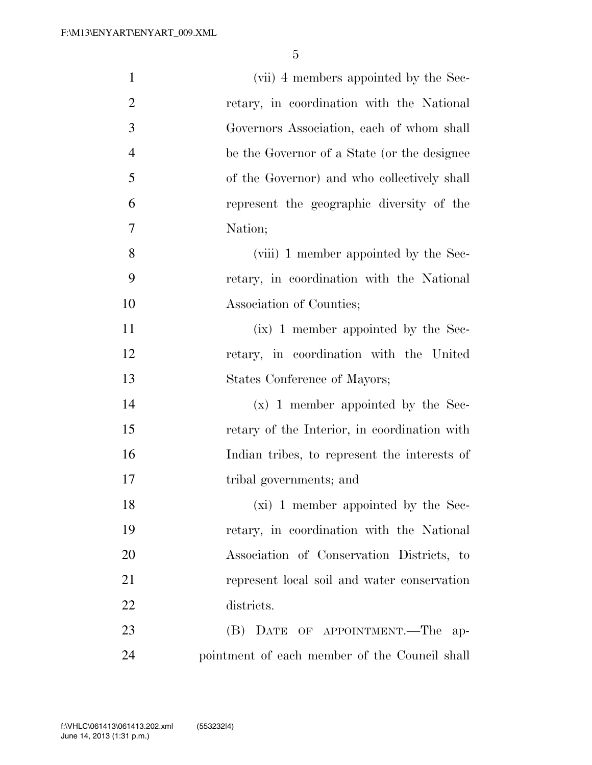(vii) 4 members appointed by the Secretary, in coordination with the National Governors Association, each of whom shall be the Governor of a State (or the designee of the Governor) and who collectively shall represent the geographic diversity of the Nation;

(viii) 1 member appointed by the Secretary, in coordination with the National Association of Counties;

(ix) 1 member appointed by the Secretary, in coordination with the United States Conference of Mayors;

(x) 1 member appointed by the Secretary of the Interior, in coordination with Indian tribes, to represent the interests of tribal governments; and

(xi) 1 member appointed by the Secretary, in coordination with the National Association of Conservation Districts, to represent local soil and water conservation districts.

(B) DATE OF APPOINTMENT.—The appointment of each member of the Council shall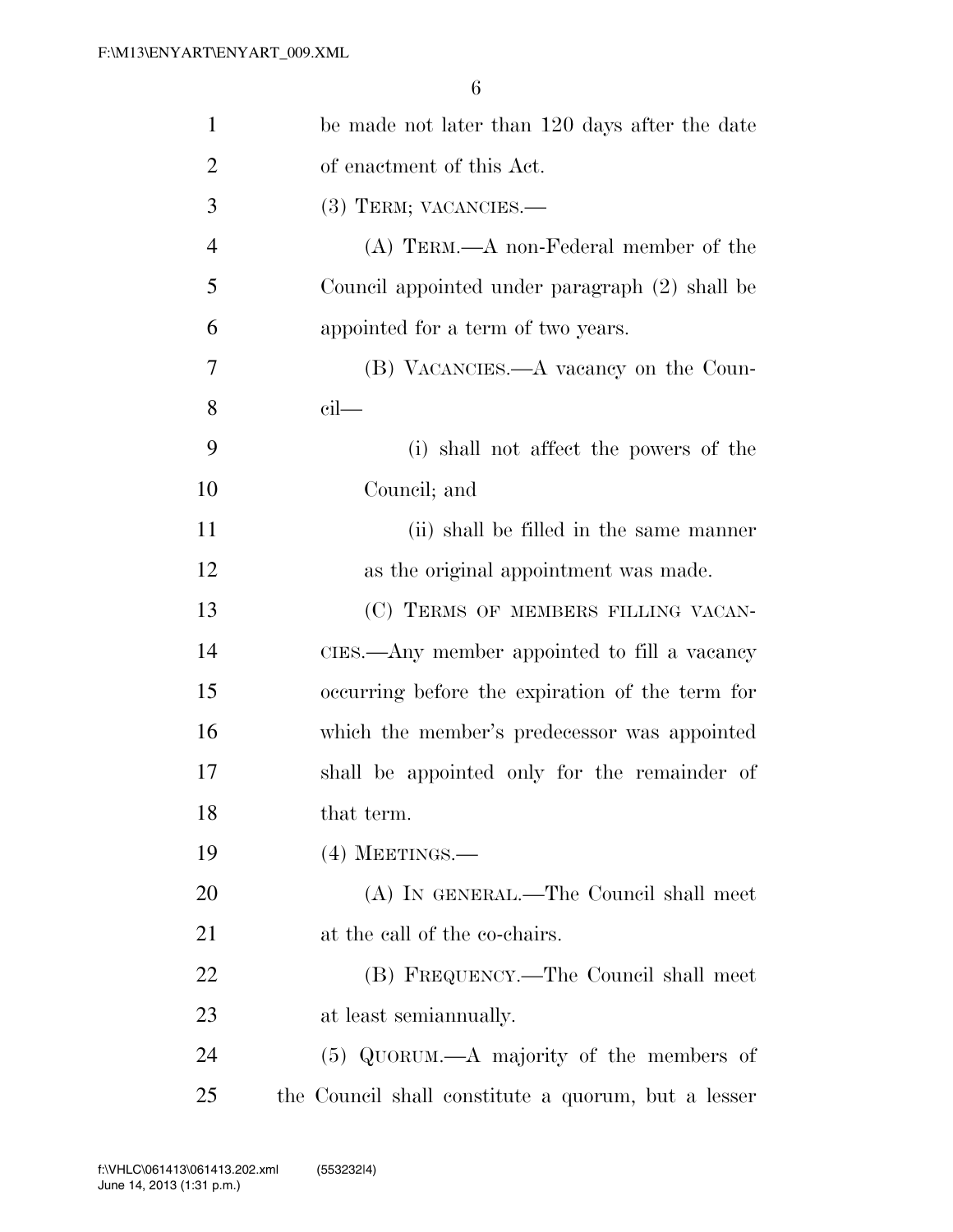be made not later than 120 days after the date of enactment of this Act.

(3) TERM; VACANCIES.—

(A) TERM.—A non-Federal member of the Council appointed under paragraph (2) shall be appointed for a term of two years.

(B) VACANCIES.—A vacancy on the Council—

(i) shall not affect the powers of the Council; and

(ii) shall be filled in the same manner as the original appointment was made.

(C) TERMS OF MEMBERS FILLING VACANCIES.—Any member appointed to fill a vacancy occurring before the expiration of the term for which the member's predecessor was appointed shall be appointed only for the remainder of that term.

(4) MEETINGS.—

(A) IN GENERAL.—The Council shall meet at the call of the co-chairs.

(B) FREQUENCY.—The Council shall meet at least semiannually.

(5) QUORUM.—A majority of the members of the Council shall constitute a quorum, but a lesser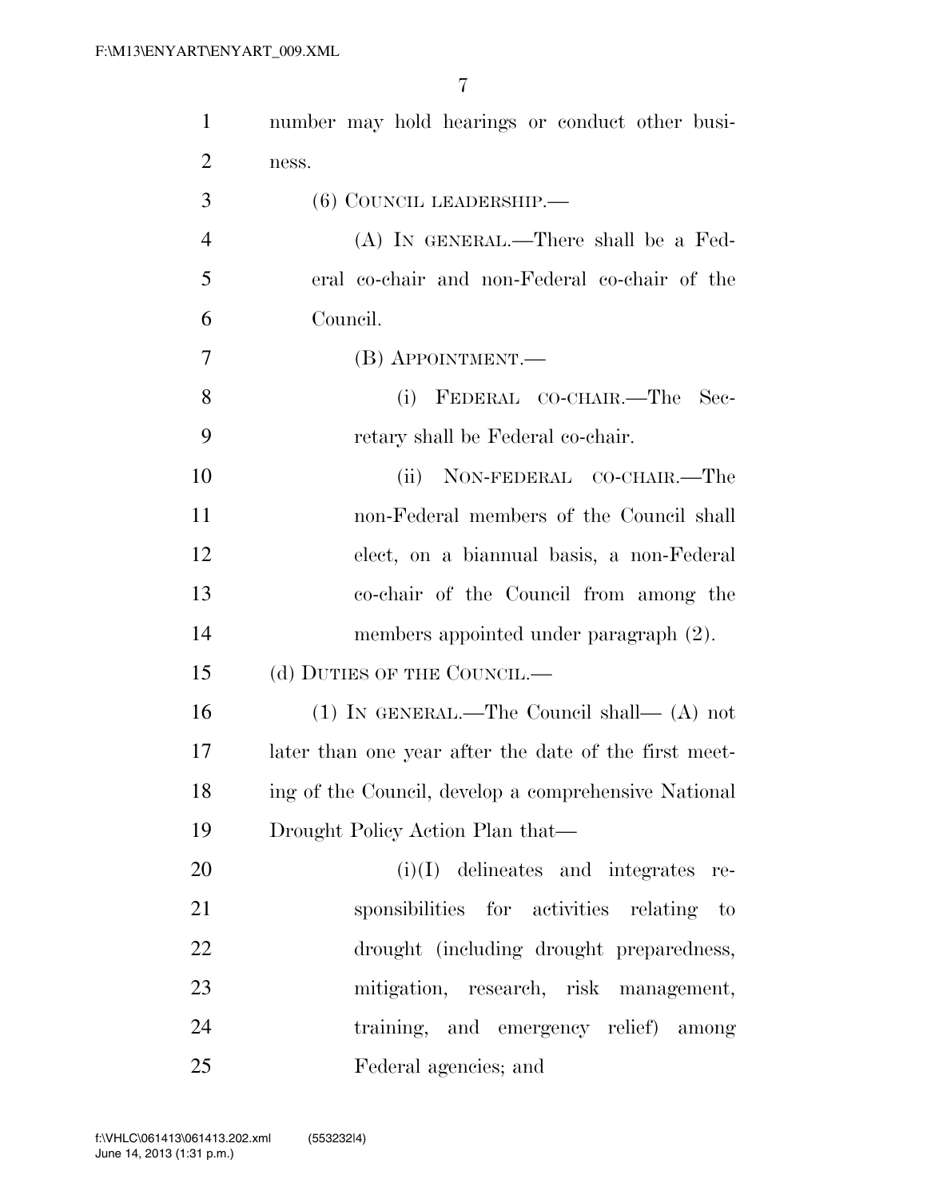number may hold hearings or conduct other business.

(6) COUNCIL LEADERSHIP.—

(A) IN GENERAL.—There shall be a Federal co-chair and non-Federal co-chair of the Council.

(B) APPOINTMENT.—

(i) FEDERAL CO-CHAIR.—The Secretary shall be Federal co-chair.

(ii) NON-FEDERAL CO-CHAIR.—The non-Federal members of the Council shall elect, on a biannual basis, a non-Federal co-chair of the Council from among the members appointed under paragraph (2).

(d) DUTIES OF THE COUNCIL.—

(1) IN GENERAL.—The Council shall— (A) not later than one year after the date of the first meeting of the Council, develop a comprehensive National Drought Policy Action Plan that—

(i)(I) delineates and integrates responsibilities for activities relating to drought (including drought preparedness, mitigation, research, risk management, training, and emergency relief) among Federal agencies; and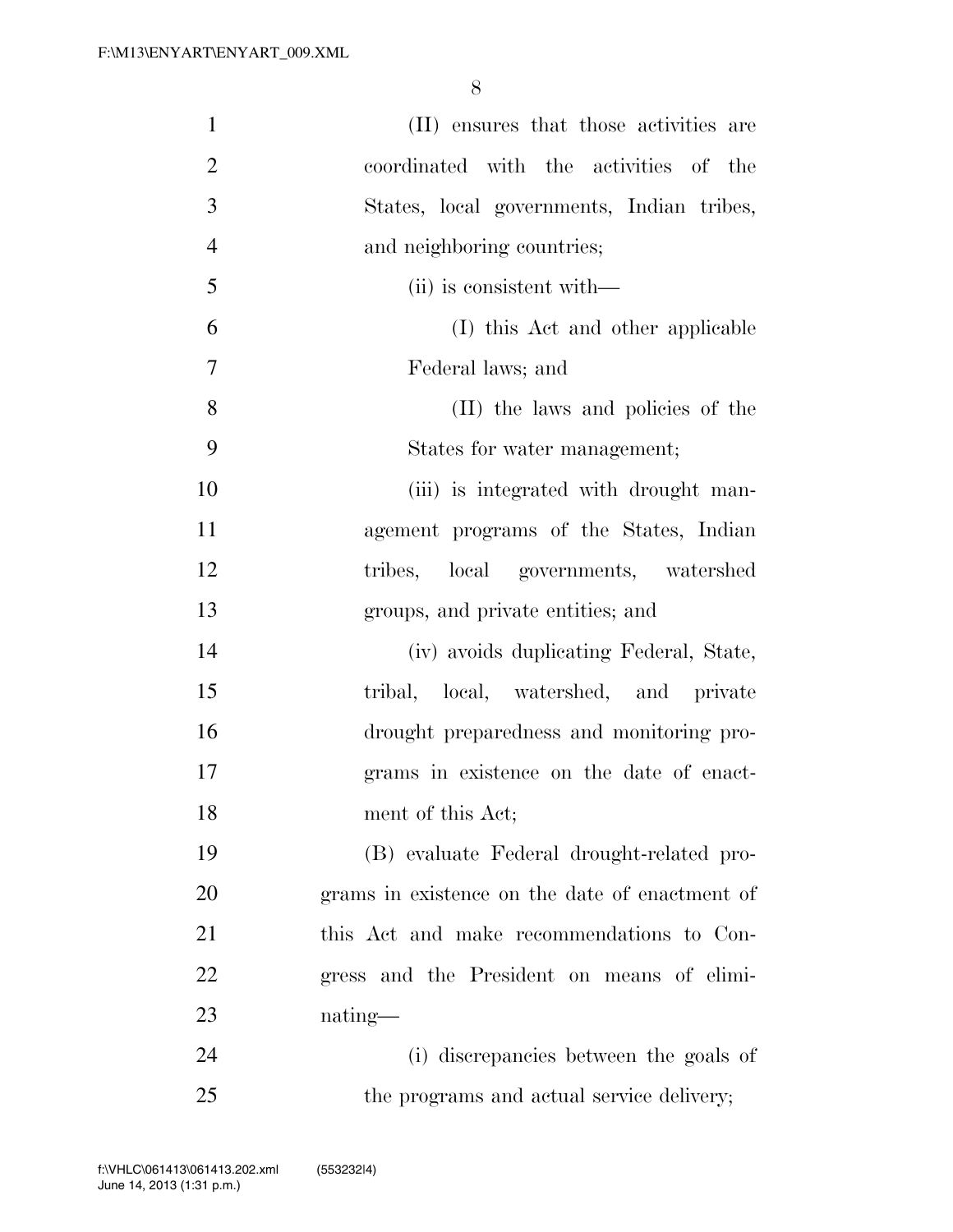(II) ensures that those activities are coordinated with the activities of the States, local governments, Indian tribes, and neighboring countries;

(ii) is consistent with—

(I) this Act and other applicable Federal laws; and

(II) the laws and policies of the States for water management;

(iii) is integrated with drought management programs of the States, Indian tribes, local governments, watershed groups, and private entities; and

(iv) avoids duplicating Federal, State, tribal, local, watershed, and private drought preparedness and monitoring programs in existence on the date of enactment of this Act;

(B) evaluate Federal drought-related programs in existence on the date of enactment of this Act and make recommendations to Congress and the President on means of eliminating—

(i) discrepancies between the goals of the programs and actual service delivery;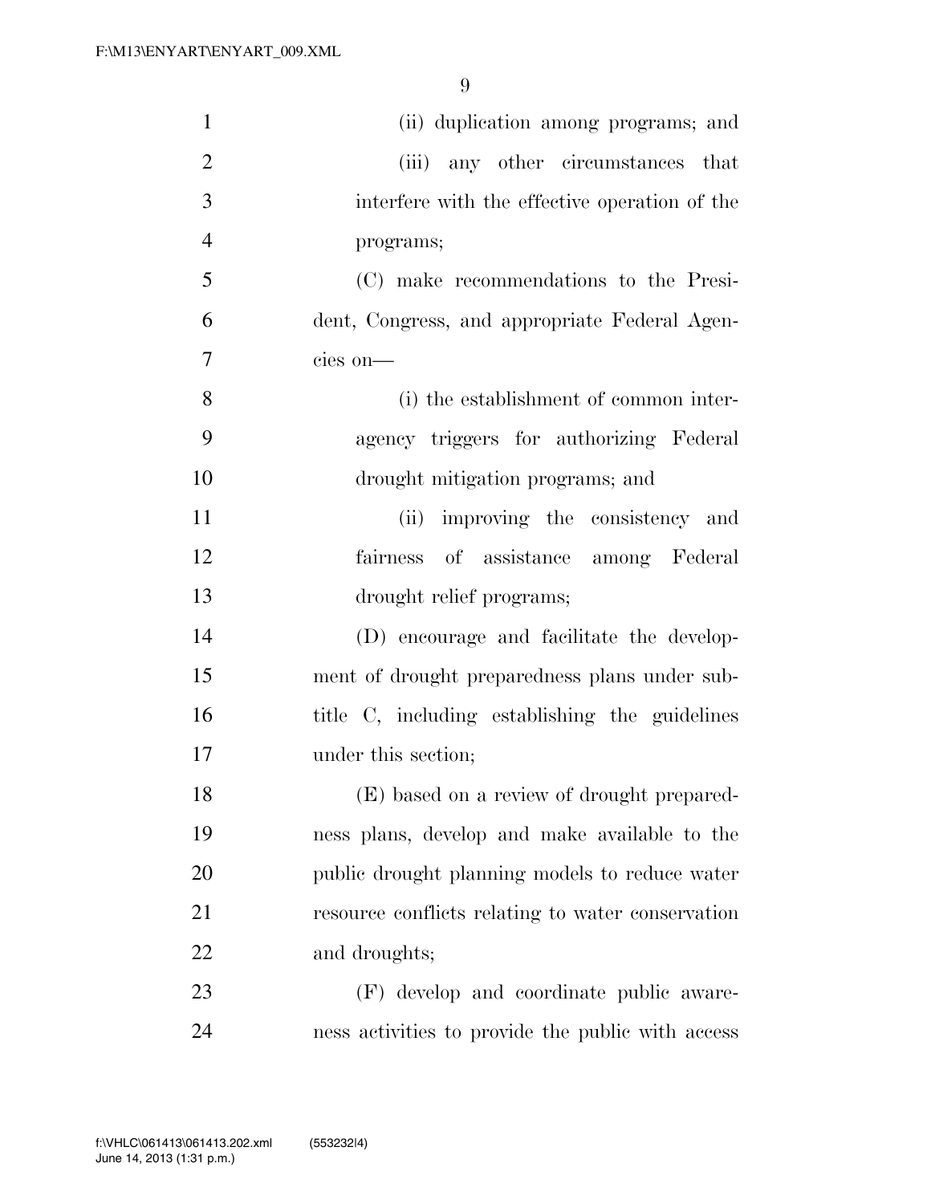(ii) duplication among programs; and

(iii) any other circumstances that interfere with the effective operation of the programs;

(C) make recommendations to the President, Congress, and appropriate Federal Agencies on—

(i) the establishment of common interagency triggers for authorizing Federal drought mitigation programs; and

(ii) improving the consistency and fairness of assistance among Federal drought relief programs;

(D) encourage and facilitate the development of drought preparedness plans under subtitle C, including establishing the guidelines under this section;

(E) based on a review of drought preparedness plans, develop and make available to the public drought planning models to reduce water resource conflicts relating to water conservation and droughts;

(F) develop and coordinate public awareness activities to provide the public with access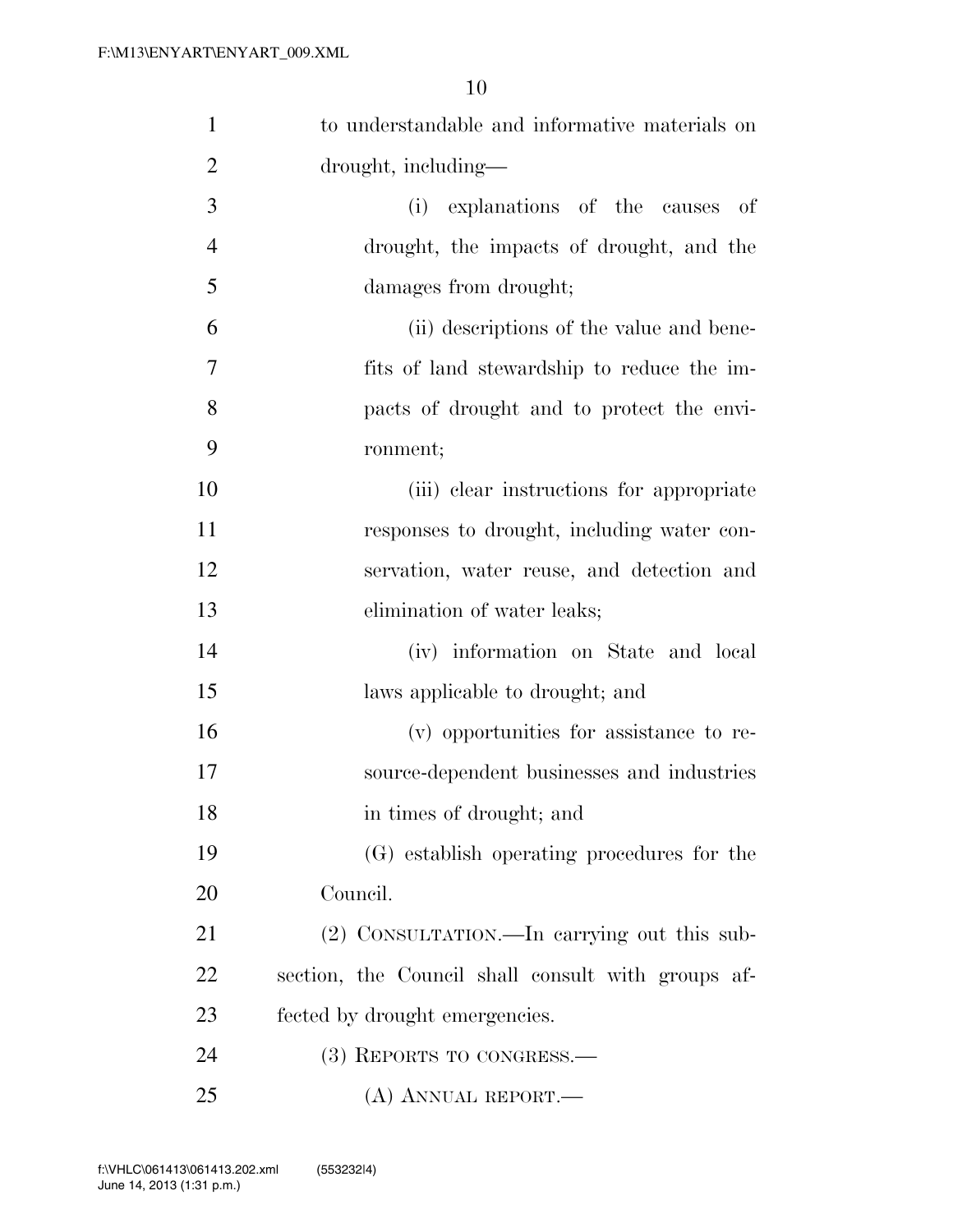to understandable and informative materials on drought, including—

(i) explanations of the causes of drought, the impacts of drought, and the damages from drought;

(ii) descriptions of the value and benefits of land stewardship to reduce the impacts of drought and to protect the environment;

(iii) clear instructions for appropriate responses to drought, including water conservation, water reuse, and detection and elimination of water leaks;

(iv) information on State and local laws applicable to drought; and

(v) opportunities for assistance to resource-dependent businesses and industries in times of drought; and

(G) establish operating procedures for the Council.

(2) CONSULTATION.—In carrying out this subsection, the Council shall consult with groups affected by drought emergencies.

(3) REPORTS TO CONGRESS.—

(A) ANNUAL REPORT.—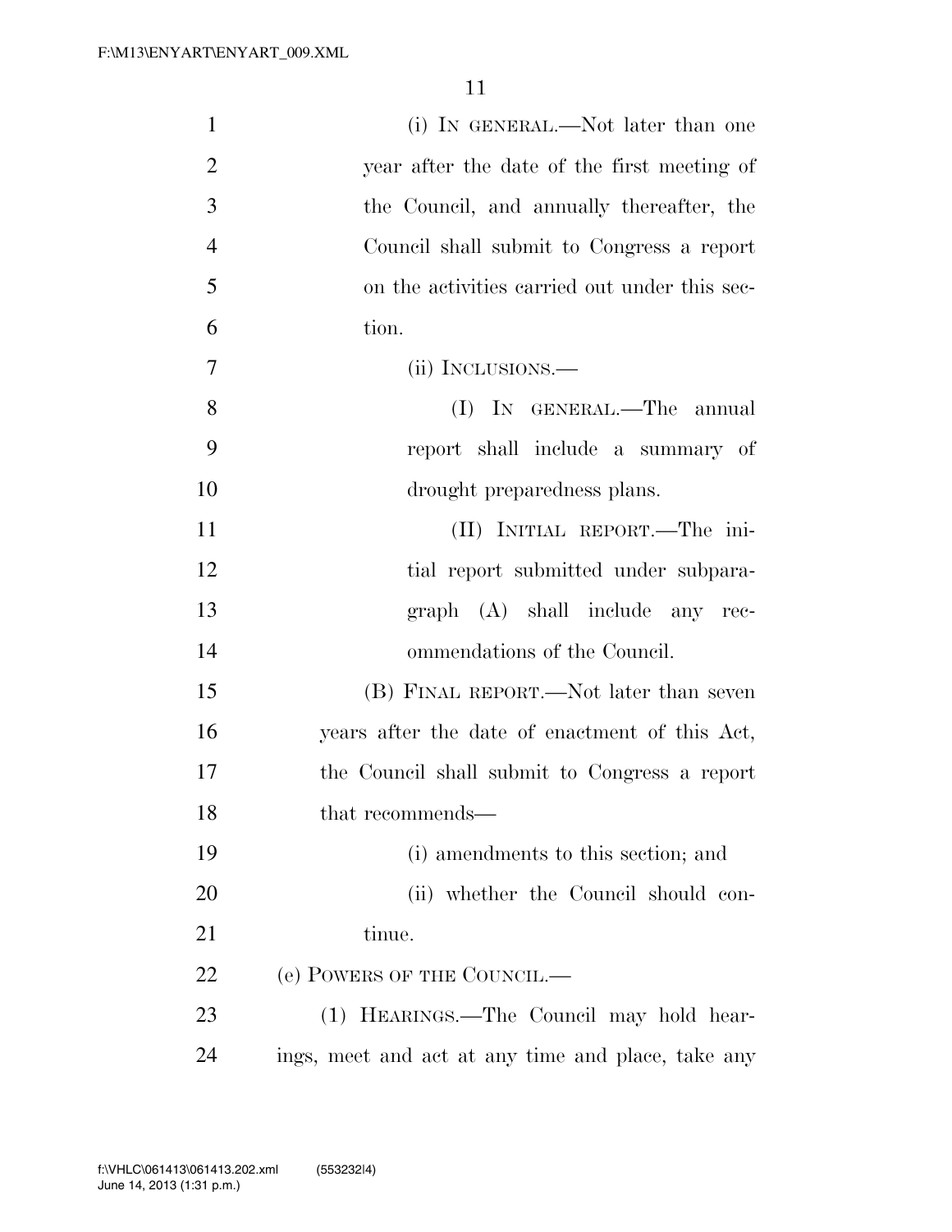(i) IN GENERAL.—Not later than one year after the date of the first meeting of the Council, and annually thereafter, the Council shall submit to Congress a report on the activities carried out under this section.

(ii) INCLUSIONS.—

(I) IN GENERAL.—The annual report shall include a summary of drought preparedness plans.

(II) INITIAL REPORT.—The initial report submitted under subparagraph (A) shall include any recommendations of the Council.

(B) FINAL REPORT.—Not later than seven years after the date of enactment of this Act, the Council shall submit to Congress a report that recommends—

(i) amendments to this section; and

(ii) whether the Council should continue.

(e) POWERS OF THE COUNCIL.—

(1) HEARINGS.—The Council may hold hearings, meet and act at any time and place, take any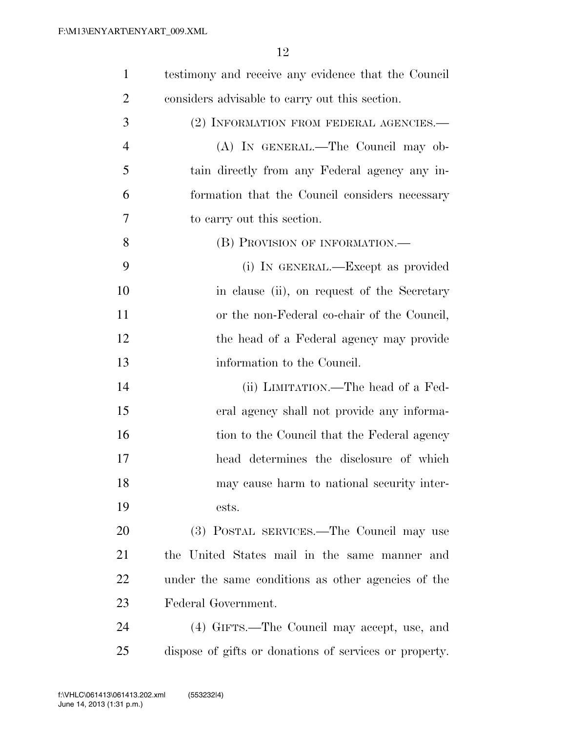testimony and receive any evidence that the Council considers advisable to carry out this section.

(2) INFORMATION FROM FEDERAL AGENCIES.—

(A) IN GENERAL.—The Council may obtain directly from any Federal agency any information that the Council considers necessary to carry out this section.

(B) PROVISION OF INFORMATION.—

(i) IN GENERAL.—Except as provided in clause (ii), on request of the Secretary or the non-Federal co-chair of the Council, the head of a Federal agency may provide information to the Council.

(ii) LIMITATION.—The head of a Federal agency shall not provide any information to the Council that the Federal agency head determines the disclosure of which may cause harm to national security interests.

(3) POSTAL SERVICES.—The Council may use the United States mail in the same manner and under the same conditions as other agencies of the Federal Government.

(4) GIFTS.—The Council may accept, use, and dispose of gifts or donations of services or property.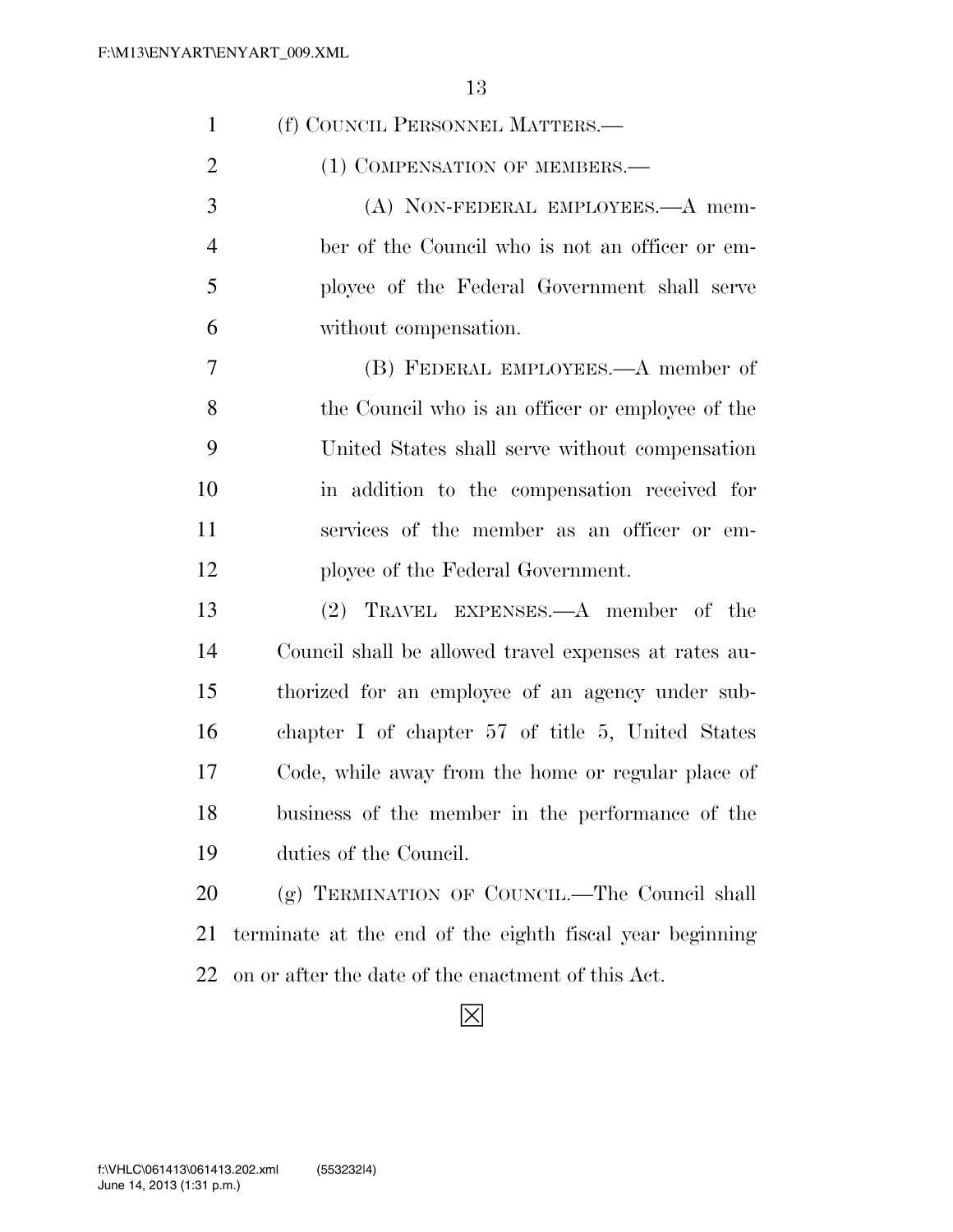(f) COUNCIL PERSONNEL MATTERS.—

(1) COMPENSATION OF MEMBERS.—

(A) NON-FEDERAL EMPLOYEES.—A member of the Council who is not an officer or employee of the Federal Government shall serve without compensation.

(B) FEDERAL EMPLOYEES.—A member of the Council who is an officer or employee of the United States shall serve without compensation in addition to the compensation received for services of the member as an officer or employee of the Federal Government.

(2) TRAVEL EXPENSES.—A member of the Council shall be allowed travel expenses at rates authorized for an employee of an agency under subchapter I of chapter 57 of title 5, United States Code, while away from the home or regular place of business of the member in the performance of the duties of the Council.

(g) TERMINATION OF COUNCIL.—The Council shall terminate at the end of the eighth fiscal year beginning on or after the date of the enactment of this Act.